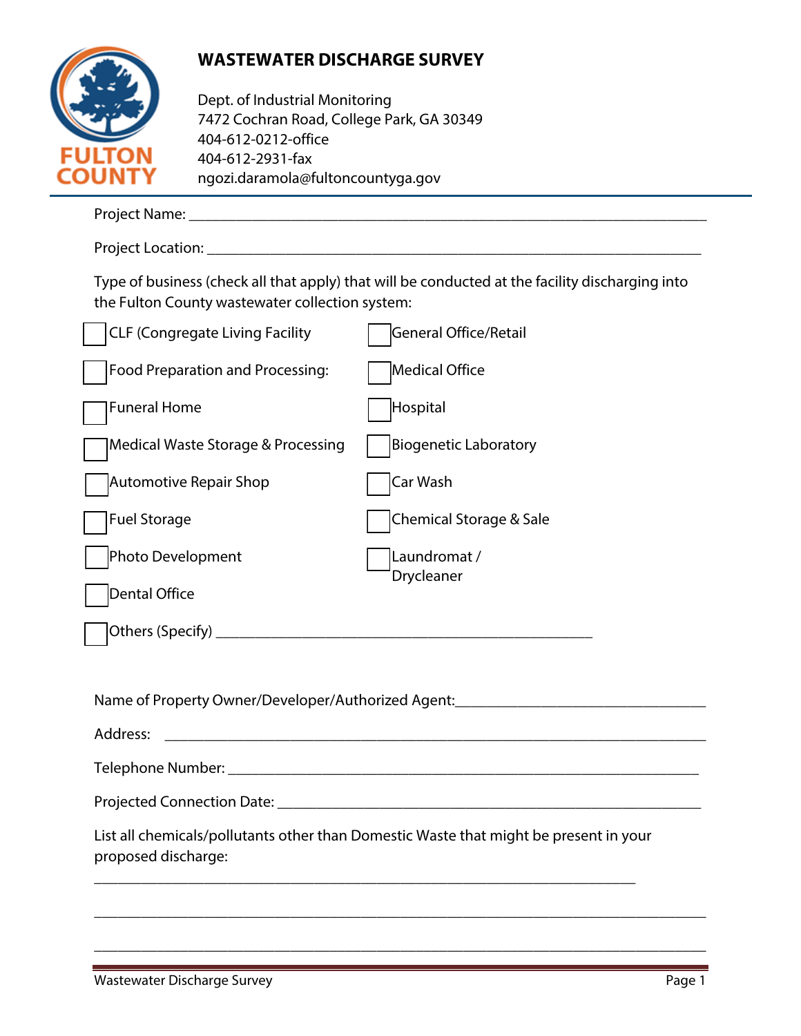FULTON COUNTY

# WASTEWATER DISCHARGE SURVEY

Dept. of Industrial Monitoring
7472 Cochran Road, College Park, GA 30349
404-612-0212-office
404-612-2931-fax
ngozi.daramola@fultoncountyga.gov

Project Name: ______________________________________________________________

Project Location: ____________________________________________________________

Type of business (check all that apply) that will be conducted at the facility discharging into the Fulton County wastewater collection system:

- ☐ CLF (Congregate Living Facility
- ☐ Food Preparation and Processing:
- ☐ Funeral Home
- ☐ Medical Waste Storage & Processing
- ☐ Automotive Repair Shop
- ☐ Fuel Storage
- ☐ Photo Development
- ☐ Dental Office
- ☐ General Office/Retail
- ☐ Medical Office
- ☐ Hospital
- ☐ Biogenetic Laboratory
- ☐ Car Wash
- ☐ Chemical Storage & Sale
- ☐ Laundromat / Drycleaner
- ☐ Others (Specify) ____________________________________________

Name of Property Owner/Developer/Authorized Agent:_____________________________

Address: ___________________________________________________________________

Telephone Number: ___________________________________________________________

Projected Connection Date: ____________________________________________________

List all chemicals/pollutants other than Domestic Waste that might be present in your proposed discharge:

___________________________________________________________________________

___________________________________________________________________________

___________________________________________________________________________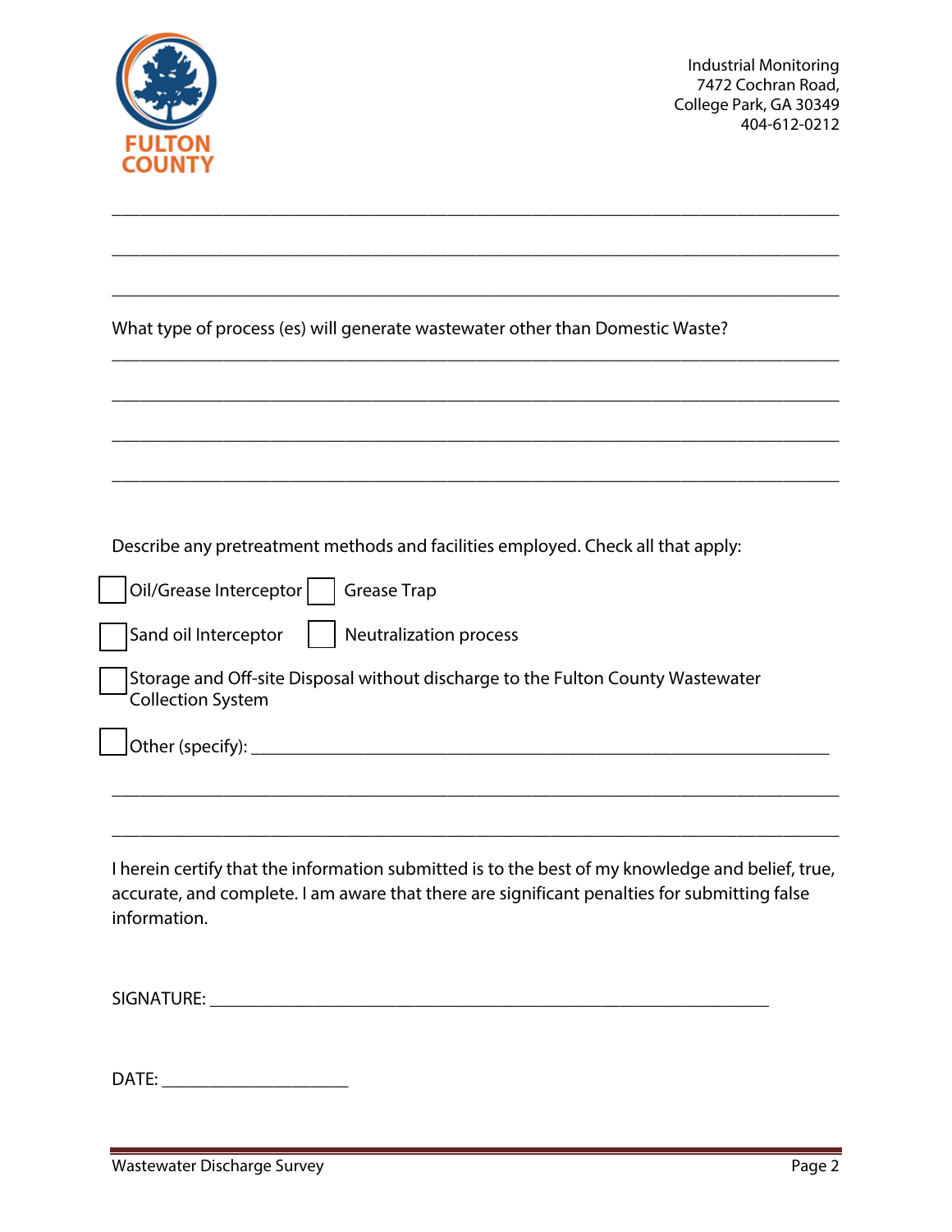Industrial Monitoring
7472 Cochran Road,
College Park, GA 30349
404-612-0212

______________________________________________________________________

______________________________________________________________________

______________________________________________________________________

What type of process (es) will generate wastewater other than Domestic Waste?

______________________________________________________________________

______________________________________________________________________

______________________________________________________________________

______________________________________________________________________

Describe any pretreatment methods and facilities employed. Check all that apply:

- [ ] Oil/Grease Interceptor
- [ ] Grease Trap
- [ ] Sand oil Interceptor
- [ ] Neutralization process
- [ ] Storage and Off-site Disposal without discharge to the Fulton County Wastewater Collection System
- [ ] Other (specify): ______________________________________________________

______________________________________________________________________

______________________________________________________________________

I herein certify that the information submitted is to the best of my knowledge and belief, true, accurate, and complete. I am aware that there are significant penalties for submitting false information.

SIGNATURE: ____________________________________________________

DATE: ____________________